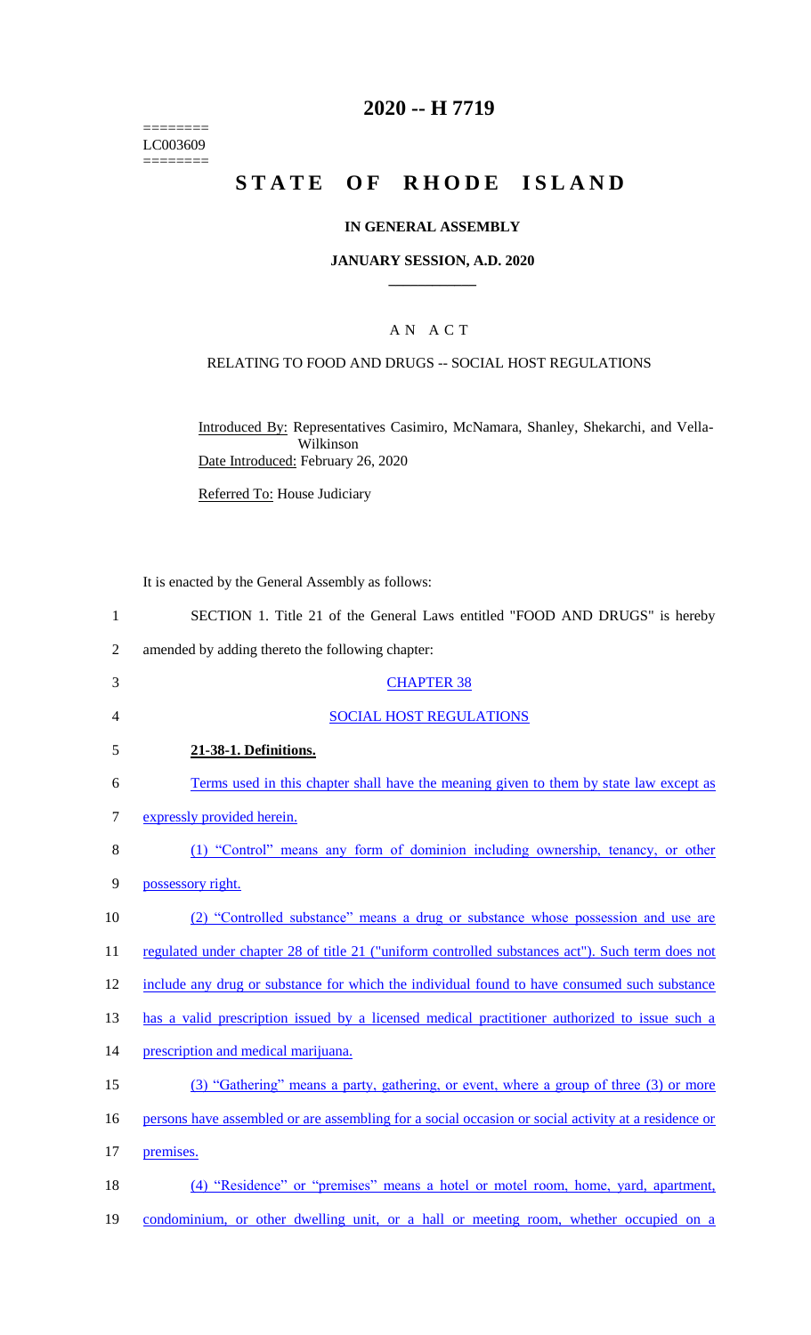# 2020 -- H 7719

========
LC003609
========

# STATE OF RHODE ISLAND

## IN GENERAL ASSEMBLY

### JANUARY SESSION, A.D. 2020

### A N A C T

RELATING TO FOOD AND DRUGS -- SOCIAL HOST REGULATIONS

Introduced By: Representatives Casimiro, McNamara, Shanley, Shekarchi, and Vella-Wilkinson

Date Introduced: February 26, 2020

Referred To: House Judiciary

It is enacted by the General Assembly as follows:

1 SECTION 1. Title 21 of the General Laws entitled "FOOD AND DRUGS" is hereby
2 amended by adding thereto the following chapter:

3 CHAPTER 38

4 SOCIAL HOST REGULATIONS

5 **21-38-1. Definitions.**

6 Terms used in this chapter shall have the meaning given to them by state law except as
7 expressly provided herein.

8 (1) "Control" means any form of dominion including ownership, tenancy, or other
9 possessory right.

10 (2) "Controlled substance" means a drug or substance whose possession and use are
11 regulated under chapter 28 of title 21 ("uniform controlled substances act"). Such term does not
12 include any drug or substance for which the individual found to have consumed such substance
13 has a valid prescription issued by a licensed medical practitioner authorized to issue such a
14 prescription and medical marijuana.

15 (3) "Gathering" means a party, gathering, or event, where a group of three (3) or more
16 persons have assembled or are assembling for a social occasion or social activity at a residence or
17 premises.

18 (4) "Residence" or "premises" means a hotel or motel room, home, yard, apartment,
19 condominium, or other dwelling unit, or a hall or meeting room, whether occupied on a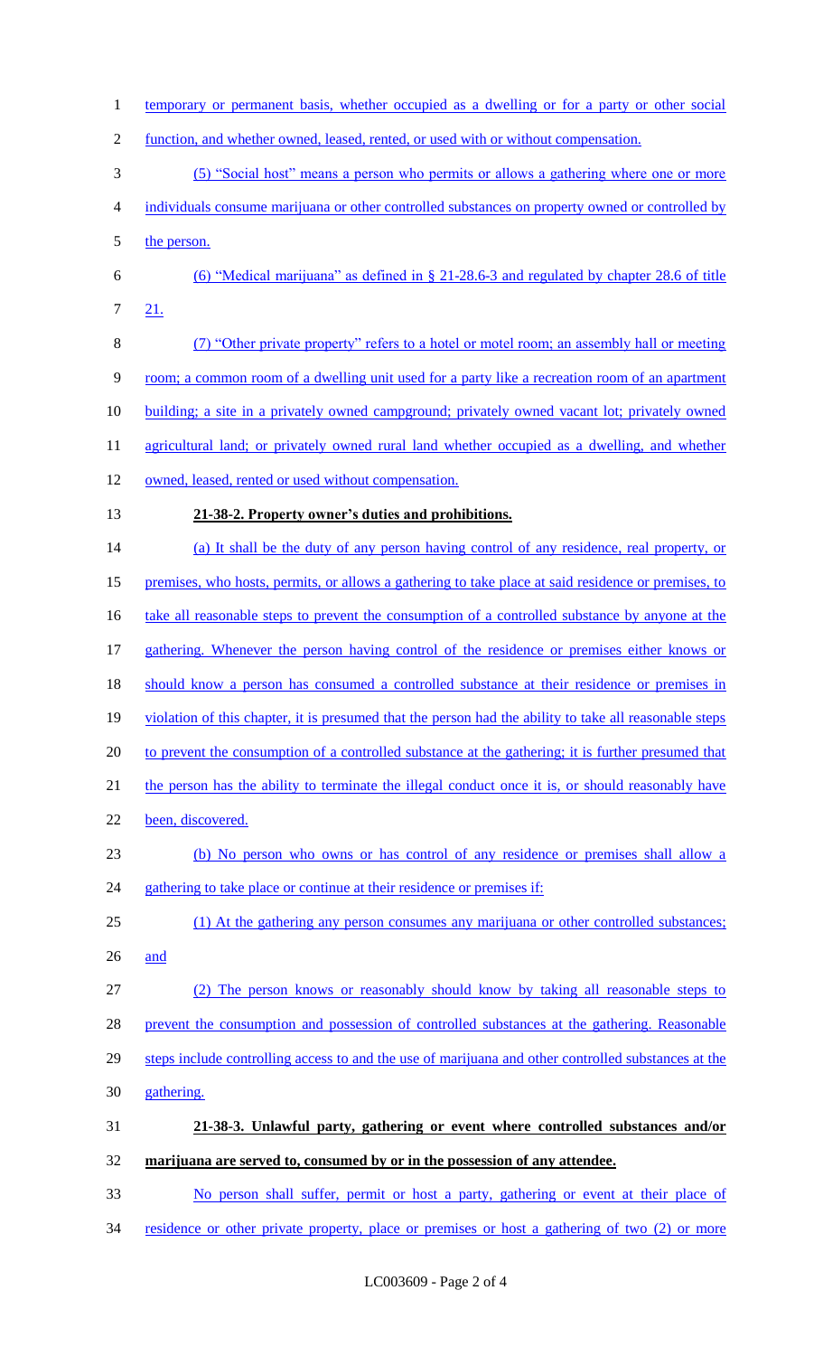temporary or permanent basis, whether occupied as a dwelling or for a party or other social function, and whether owned, leased, rented, or used with or without compensation.

(5) "Social host" means a person who permits or allows a gathering where one or more individuals consume marijuana or other controlled substances on property owned or controlled by the person.

(6) "Medical marijuana" as defined in § 21-28.6-3 and regulated by chapter 28.6 of title 21.

(7) "Other private property" refers to a hotel or motel room; an assembly hall or meeting room; a common room of a dwelling unit used for a party like a recreation room of an apartment building; a site in a privately owned campground; privately owned vacant lot; privately owned agricultural land; or privately owned rural land whether occupied as a dwelling, and whether owned, leased, rented or used without compensation.

**21-38-2. Property owner's duties and prohibitions.**

(a) It shall be the duty of any person having control of any residence, real property, or premises, who hosts, permits, or allows a gathering to take place at said residence or premises, to take all reasonable steps to prevent the consumption of a controlled substance by anyone at the gathering. Whenever the person having control of the residence or premises either knows or should know a person has consumed a controlled substance at their residence or premises in violation of this chapter, it is presumed that the person had the ability to take all reasonable steps to prevent the consumption of a controlled substance at the gathering; it is further presumed that the person has the ability to terminate the illegal conduct once it is, or should reasonably have been, discovered.

(b) No person who owns or has control of any residence or premises shall allow a gathering to take place or continue at their residence or premises if:

(1) At the gathering any person consumes any marijuana or other controlled substances; and

(2) The person knows or reasonably should know by taking all reasonable steps to prevent the consumption and possession of controlled substances at the gathering. Reasonable steps include controlling access to and the use of marijuana and other controlled substances at the gathering.

**21-38-3. Unlawful party, gathering or event where controlled substances and/or marijuana are served to, consumed by or in the possession of any attendee.**

No person shall suffer, permit or host a party, gathering or event at their place of residence or other private property, place or premises or host a gathering of two (2) or more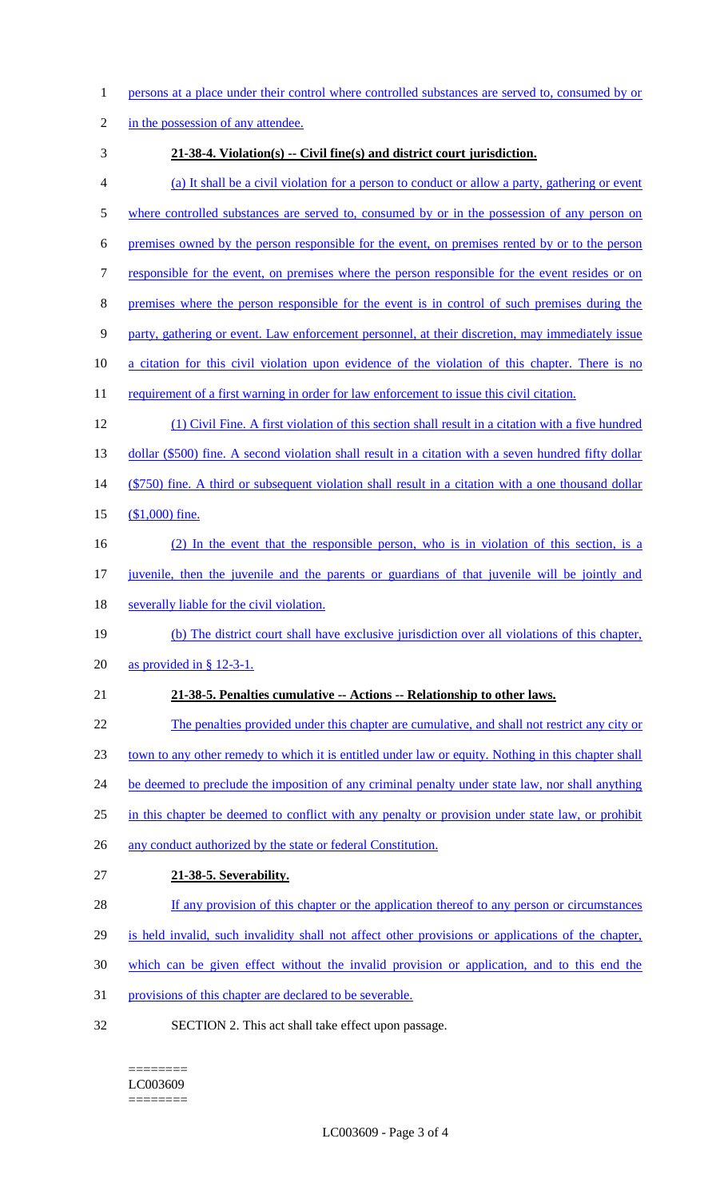persons at a place under their control where controlled substances are served to, consumed by or in the possession of any attendee.

**21-38-4. Violation(s) -- Civil fine(s) and district court jurisdiction.**

(a) It shall be a civil violation for a person to conduct or allow a party, gathering or event where controlled substances are served to, consumed by or in the possession of any person on premises owned by the person responsible for the event, on premises rented by or to the person responsible for the event, on premises where the person responsible for the event resides or on premises where the person responsible for the event is in control of such premises during the party, gathering or event. Law enforcement personnel, at their discretion, may immediately issue a citation for this civil violation upon evidence of the violation of this chapter. There is no requirement of a first warning in order for law enforcement to issue this civil citation.

(1) Civil Fine. A first violation of this section shall result in a citation with a five hundred dollar ($500) fine. A second violation shall result in a citation with a seven hundred fifty dollar ($750) fine. A third or subsequent violation shall result in a citation with a one thousand dollar ($1,000) fine.

(2) In the event that the responsible person, who is in violation of this section, is a juvenile, then the juvenile and the parents or guardians of that juvenile will be jointly and severally liable for the civil violation.

(b) The district court shall have exclusive jurisdiction over all violations of this chapter, as provided in § 12-3-1.

**21-38-5. Penalties cumulative -- Actions -- Relationship to other laws.**

The penalties provided under this chapter are cumulative, and shall not restrict any city or town to any other remedy to which it is entitled under law or equity. Nothing in this chapter shall be deemed to preclude the imposition of any criminal penalty under state law, nor shall anything in this chapter be deemed to conflict with any penalty or provision under state law, or prohibit any conduct authorized by the state or federal Constitution.

**21-38-5. Severability.**

If any provision of this chapter or the application thereof to any person or circumstances is held invalid, such invalidity shall not affect other provisions or applications of the chapter, which can be given effect without the invalid provision or application, and to this end the provisions of this chapter are declared to be severable.

SECTION 2. This act shall take effect upon passage.

========
LC003609
========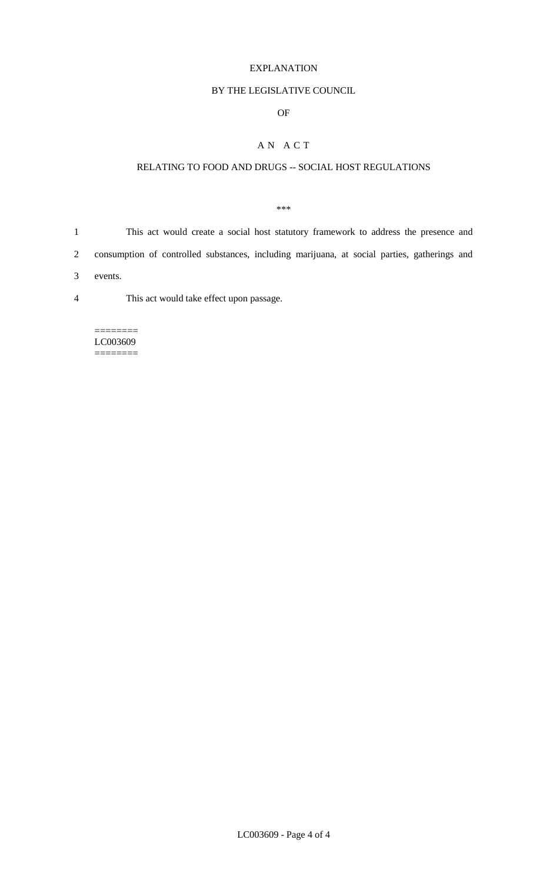EXPLANATION

BY THE LEGISLATIVE COUNCIL

OF

A N A C T

RELATING TO FOOD AND DRUGS -- SOCIAL HOST REGULATIONS

***

1 This act would create a social host statutory framework to address the presence and
2 consumption of controlled substances, including marijuana, at social parties, gatherings and
3 events.

4 This act would take effect upon passage.

========
LC003609
========